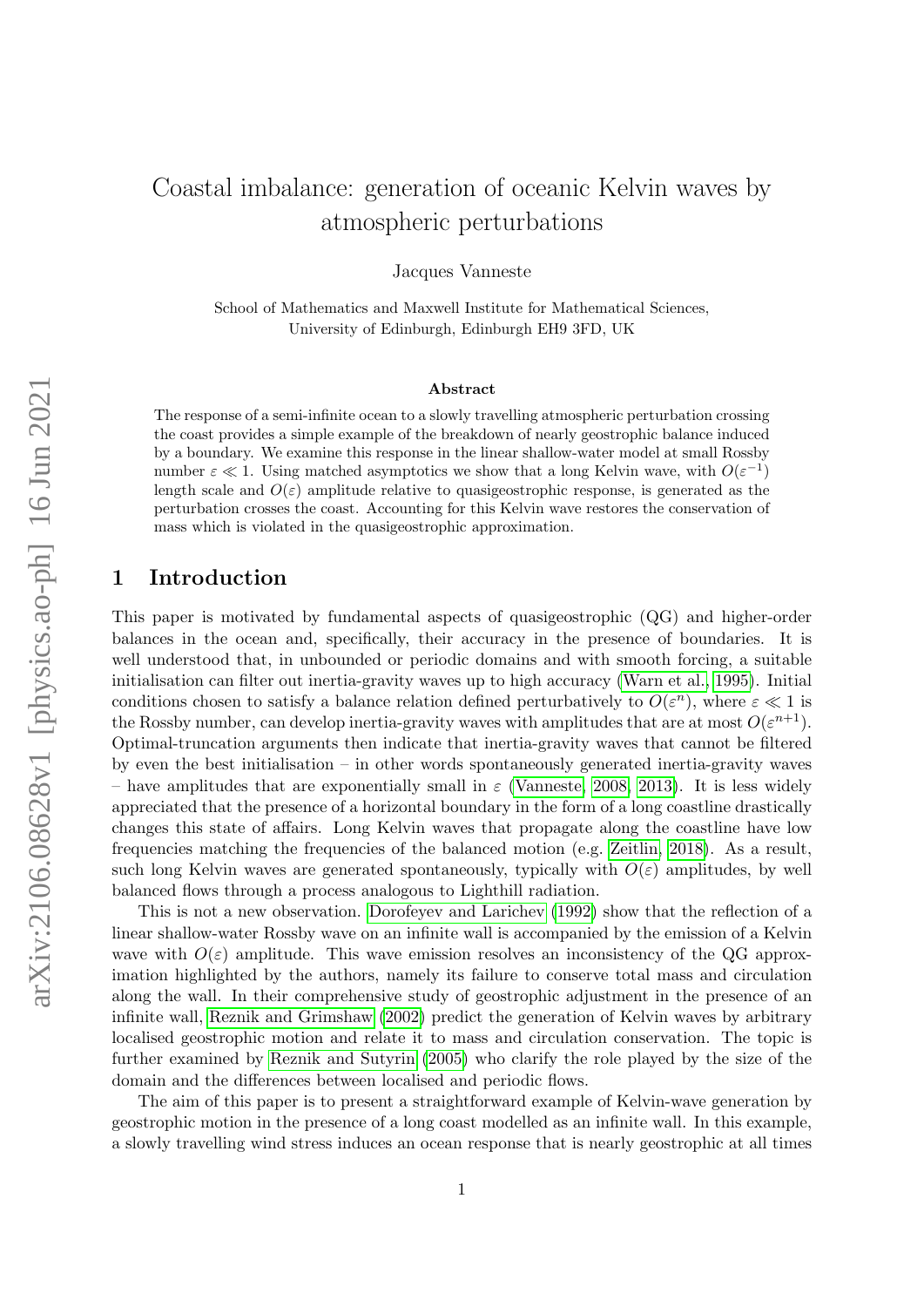# Coastal imbalance: generation of oceanic Kelvin waves by atmospheric perturbations

Jacques Vanneste

School of Mathematics and Maxwell Institute for Mathematical Sciences,
University of Edinburgh, Edinburgh EH9 3FD, UK

### Abstract

The response of a semi-infinite ocean to a slowly travelling atmospheric perturbation crossing the coast provides a simple example of the breakdown of nearly geostrophic balance induced by a boundary. We examine this response in the linear shallow-water model at small Rossby number $\varepsilon \ll 1$. Using matched asymptotics we show that a long Kelvin wave, with $O(\varepsilon^{-1})$ length scale and $O(\varepsilon)$ amplitude relative to quasigeostrophic response, is generated as the perturbation crosses the coast. Accounting for this Kelvin wave restores the conservation of mass which is violated in the quasigeostrophic approximation.

## 1 Introduction

This paper is motivated by fundamental aspects of quasigeostrophic (QG) and higher-order balances in the ocean and, specifically, their accuracy in the presence of boundaries. It is well understood that, in unbounded or periodic domains and with smooth forcing, a suitable initialisation can filter out inertia-gravity waves up to high accuracy (Warn et al., 1995). Initial conditions chosen to satisfy a balance relation defined perturbatively to $O(\varepsilon^n)$, where $\varepsilon \ll 1$ is the Rossby number, can develop inertia-gravity waves with amplitudes that are at most $O(\varepsilon^{n+1})$. Optimal-truncation arguments then indicate that inertia-gravity waves that cannot be filtered by even the best initialisation – in other words spontaneously generated inertia-gravity waves – have amplitudes that are exponentially small in $\varepsilon$ (Vanneste, 2008, 2013). It is less widely appreciated that the presence of a horizontal boundary in the form of a long coastline drastically changes this state of affairs. Long Kelvin waves that propagate along the coastline have low frequencies matching the frequencies of the balanced motion (e.g. Zeitlin, 2018). As a result, such long Kelvin waves are generated spontaneously, typically with $O(\varepsilon)$ amplitudes, by well balanced flows through a process analogous to Lighthill radiation.

This is not a new observation. Dorofeyev and Larichev (1992) show that the reflection of a linear shallow-water Rossby wave on an infinite wall is accompanied by the emission of a Kelvin wave with $O(\varepsilon)$ amplitude. This wave emission resolves an inconsistency of the QG approximation highlighted by the authors, namely its failure to conserve total mass and circulation along the wall. In their comprehensive study of geostrophic adjustment in the presence of an infinite wall, Reznik and Grimshaw (2002) predict the generation of Kelvin waves by arbitrary localised geostrophic motion and relate it to mass and circulation conservation. The topic is further examined by Reznik and Sutyrin (2005) who clarify the role played by the size of the domain and the differences between localised and periodic flows.

The aim of this paper is to present a straightforward example of Kelvin-wave generation by geostrophic motion in the presence of a long coast modelled as an infinite wall. In this example, a slowly travelling wind stress induces an ocean response that is nearly geostrophic at all times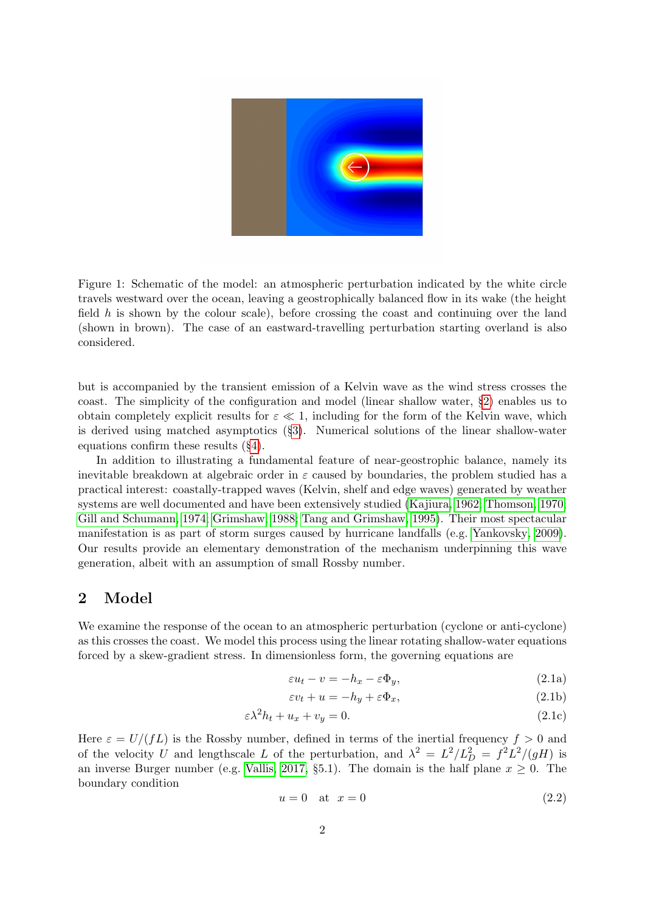Figure 1: Schematic of the model: an atmospheric perturbation indicated by the white circle travels westward over the ocean, leaving a geostrophically balanced flow in its wake (the height field $h$ is shown by the colour scale), before crossing the coast and continuing over the land (shown in brown). The case of an eastward-travelling perturbation starting overland is also considered.

but is accompanied by the transient emission of a Kelvin wave as the wind stress crosses the coast. The simplicity of the configuration and model (linear shallow water, §2) enables us to obtain completely explicit results for $\varepsilon \ll 1$, including for the form of the Kelvin wave, which is derived using matched asymptotics (§3). Numerical solutions of the linear shallow-water equations confirm these results (§4).

In addition to illustrating a fundamental feature of near-geostrophic balance, namely its inevitable breakdown at algebraic order in $\varepsilon$ caused by boundaries, the problem studied has a practical interest: coastally-trapped waves (Kelvin, shelf and edge waves) generated by weather systems are well documented and have been extensively studied (Kajiura, 1962; Thomson, 1970; Gill and Schumann, 1974; Grimshaw, 1988; Tang and Grimshaw, 1995). Their most spectacular manifestation is as part of storm surges caused by hurricane landfalls (e.g. Yankovsky, 2009). Our results provide an elementary demonstration of the mechanism underpinning this wave generation, albeit with an assumption of small Rossby number.

## 2 Model

We examine the response of the ocean to an atmospheric perturbation (cyclone or anti-cyclone) as this crosses the coast. We model this process using the linear rotating shallow-water equations forced by a skew-gradient stress. In dimensionless form, the governing equations are

$$\varepsilon u_t - v = -h_x - \varepsilon \Phi_y, \tag{2.1a}$$

$$\varepsilon v_t + u = -h_y + \varepsilon \Phi_x, \tag{2.1b}$$

$$\varepsilon \lambda^2 h_t + u_x + v_y = 0. \tag{2.1c}$$

Here $\varepsilon = U/(fL)$ is the Rossby number, defined in terms of the inertial frequency $f > 0$ and of the velocity $U$ and lengthscale $L$ of the perturbation, and $\lambda^2 = L^2/L_D^2 = f^2L^2/(gH)$ is an inverse Burger number (e.g. Vallis, 2017, §5.1). The domain is the half plane $x \geq 0$. The boundary condition

$$u = 0 \quad \text{at} \quad x = 0 \tag{2.2}$$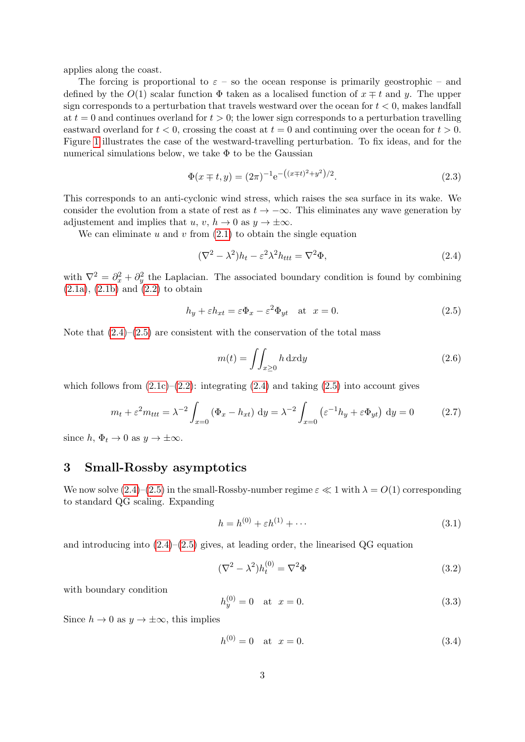applies along the coast.

The forcing is proportional to $\varepsilon$ – so the ocean response is primarily geostrophic – and defined by the $O(1)$ scalar function $\Phi$ taken as a localised function of $x \mp t$ and $y$. The upper sign corresponds to a perturbation that travels westward over the ocean for $t < 0$, makes landfall at $t = 0$ and continues overland for $t > 0$; the lower sign corresponds to a perturbation travelling eastward overland for $t < 0$, crossing the coast at $t = 0$ and continuing over the ocean for $t > 0$. Figure 1 illustrates the case of the westward-travelling perturbation. To fix ideas, and for the numerical simulations below, we take $\Phi$ to be the Gaussian

$$\Phi(x \mp t, y) = (2\pi)^{-1} \mathrm{e}^{-\left((x \mp t)^2 + y^2\right)/2}. \tag{2.3}$$

This corresponds to an anti-cyclonic wind stress, which raises the sea surface in its wake. We consider the evolution from a state of rest as $t \to -\infty$. This eliminates any wave generation by adjustement and implies that $u$, $v$, $h \to 0$ as $y \to \pm\infty$.

We can eliminate $u$ and $v$ from (2.1) to obtain the single equation

$$(\nabla^2 - \lambda^2) h_t - \varepsilon^2 \lambda^2 h_{ttt} = \nabla^2 \Phi, \tag{2.4}$$

with $\nabla^2 = \partial_x^2 + \partial_y^2$ the Laplacian. The associated boundary condition is found by combining (2.1a), (2.1b) and (2.2) to obtain

$$h_y + \varepsilon h_{xt} = \varepsilon \Phi_x - \varepsilon^2 \Phi_{yt} \quad \text{at} \quad x = 0. \tag{2.5}$$

Note that (2.4)–(2.5) are consistent with the conservation of the total mass

$$m(t) = \iint_{x \geq 0} h \, \mathrm{d}x \mathrm{d}y \tag{2.6}$$

which follows from (2.1c)–(2.2): integrating (2.4) and taking (2.5) into account gives

$$m_t + \varepsilon^2 m_{ttt} = \lambda^{-2} \int_{x=0} (\Phi_x - h_{xt}) \, \mathrm{d}y = \lambda^{-2} \int_{x=0} \left(\varepsilon^{-1} h_y + \varepsilon \Phi_{yt}\right) \, \mathrm{d}y = 0 \tag{2.7}$$

since $h$, $\Phi_t \to 0$ as $y \to \pm\infty$.

## 3 Small-Rossby asymptotics

We now solve (2.4)–(2.5) in the small-Rossby-number regime $\varepsilon \ll 1$ with $\lambda = O(1)$ corresponding to standard QG scaling. Expanding

$$h = h^{(0)} + \varepsilon h^{(1)} + \cdots \tag{3.1}$$

and introducing into (2.4)–(2.5) gives, at leading order, the linearised QG equation

$$(\nabla^2 - \lambda^2) h_t^{(0)} = \nabla^2 \Phi \tag{3.2}$$

with boundary condition

$$h_y^{(0)} = 0 \quad \text{at} \quad x = 0. \tag{3.3}$$

Since $h \to 0$ as $y \to \pm\infty$, this implies

$$h^{(0)} = 0 \quad \text{at} \quad x = 0. \tag{3.4}$$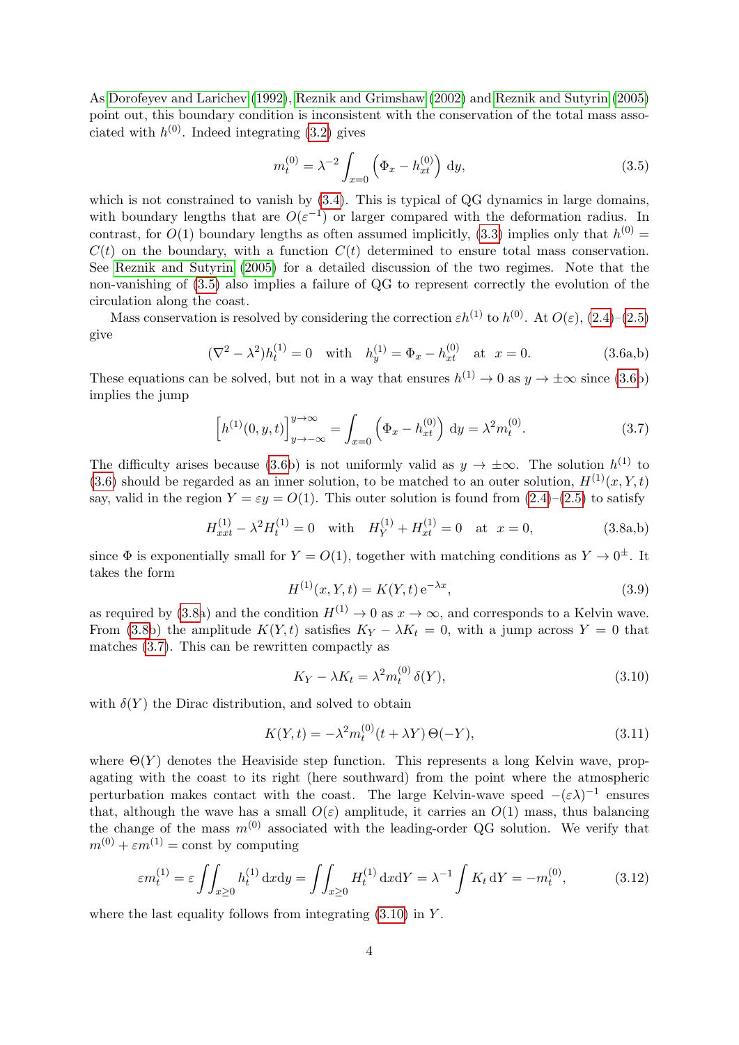As Dorofeyev and Larichev (1992), Reznik and Grimshaw (2002) and Reznik and Sutyrin (2005) point out, this boundary condition is inconsistent with the conservation of the total mass associated with $h^{(0)}$. Indeed integrating (3.2) gives

$$m_t^{(0)} = \lambda^{-2} \int_{x=0} \left( \Phi_x - h_{xt}^{(0)} \right) \, \mathrm{d}y, \tag{3.5}$$

which is not constrained to vanish by (3.4). This is typical of QG dynamics in large domains, with boundary lengths that are $O(\varepsilon^{-1})$ or larger compared with the deformation radius. In contrast, for $O(1)$ boundary lengths as often assumed implicitly, (3.3) implies only that $h^{(0)} = C(t)$ on the boundary, with a function $C(t)$ determined to ensure total mass conservation. See Reznik and Sutyrin (2005) for a detailed discussion of the two regimes. Note that the non-vanishing of (3.5) also implies a failure of QG to represent correctly the evolution of the circulation along the coast.

Mass conservation is resolved by considering the correction $\varepsilon h^{(1)}$ to $h^{(0)}$. At $O(\varepsilon)$, (2.4)–(2.5) give

$$(\nabla^2 - \lambda^2) h_t^{(1)} = 0 \quad \text{with} \quad h_y^{(1)} = \Phi_x - h_{xt}^{(0)} \quad \text{at} \;\; x = 0. \tag{3.6a,b}$$

These equations can be solved, but not in a way that ensures $h^{(1)} \to 0$ as $y \to \pm\infty$ since (3.6b) implies the jump

$$\left[ h^{(1)}(0, y, t) \right]_{y \to -\infty}^{y \to \infty} = \int_{x=0} \left( \Phi_x - h_{xt}^{(0)} \right) \, \mathrm{d}y = \lambda^2 m_t^{(0)}. \tag{3.7}$$

The difficulty arises because (3.6b) is not uniformly valid as $y \to \pm\infty$. The solution $h^{(1)}$ to (3.6) should be regarded as an inner solution, to be matched to an outer solution, $H^{(1)}(x, Y, t)$ say, valid in the region $Y = \varepsilon y = O(1)$. This outer solution is found from (2.4)–(2.5) to satisfy

$$H_{xxt}^{(1)} - \lambda^2 H_t^{(1)} = 0 \quad \text{with} \quad H_Y^{(1)} + H_{xt}^{(1)} = 0 \quad \text{at} \;\; x = 0, \tag{3.8a,b}$$

since $\Phi$ is exponentially small for $Y = O(1)$, together with matching conditions as $Y \to 0^{\pm}$. It takes the form

$$H^{(1)}(x, Y, t) = K(Y, t) \, \mathrm{e}^{-\lambda x}, \tag{3.9}$$

as required by (3.8a) and the condition $H^{(1)} \to 0$ as $x \to \infty$, and corresponds to a Kelvin wave. From (3.8b) the amplitude $K(Y, t)$ satisfies $K_Y - \lambda K_t = 0$, with a jump across $Y = 0$ that matches (3.7). This can be rewritten compactly as

$$K_Y - \lambda K_t = \lambda^2 m_t^{(0)} \, \delta(Y), \tag{3.10}$$

with $\delta(Y)$ the Dirac distribution, and solved to obtain

$$K(Y, t) = -\lambda^2 m_t^{(0)}(t + \lambda Y) \, \Theta(-Y), \tag{3.11}$$

where $\Theta(Y)$ denotes the Heaviside step function. This represents a long Kelvin wave, propagating with the coast to its right (here southward) from the point where the atmospheric perturbation makes contact with the coast. The large Kelvin-wave speed $-(\varepsilon\lambda)^{-1}$ ensures that, although the wave has a small $O(\varepsilon)$ amplitude, it carries an $O(1)$ mass, thus balancing the change of the mass $m^{(0)}$ associated with the leading-order QG solution. We verify that $m^{(0)} + \varepsilon m^{(1)} = \text{const}$ by computing

$$\varepsilon m_t^{(1)} = \varepsilon \iint_{x \geq 0} h_t^{(1)} \, \mathrm{d}x \mathrm{d}y = \iint_{x \geq 0} H_t^{(1)} \, \mathrm{d}x \mathrm{d}Y = \lambda^{-1} \int K_t \, \mathrm{d}Y = -m_t^{(0)}, \tag{3.12}$$

where the last equality follows from integrating (3.10) in $Y$.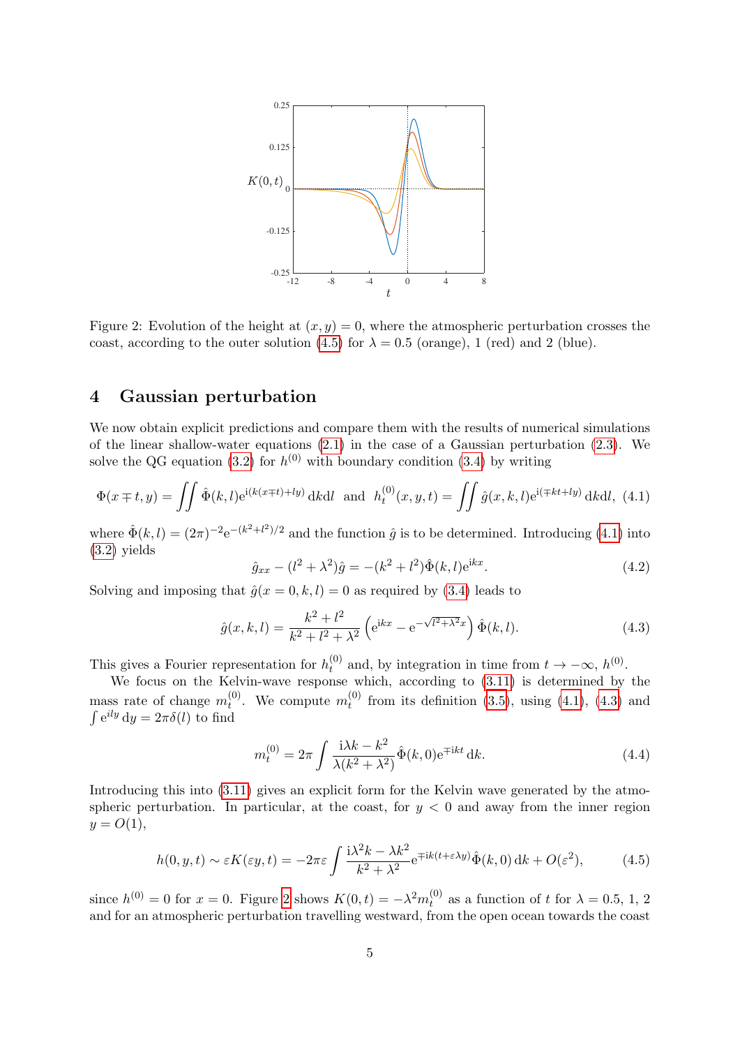Figure 2: Evolution of the height at $(x, y) = 0$, where the atmospheric perturbation crosses the coast, according to the outer solution (4.5) for $\lambda = 0.5$ (orange), 1 (red) and 2 (blue).

## 4 Gaussian perturbation

We now obtain explicit predictions and compare them with the results of numerical simulations of the linear shallow-water equations (2.1) in the case of a Gaussian perturbation (2.3). We solve the QG equation (3.2) for $h^{(0)}$ with boundary condition (3.4) by writing

$$\Phi(x \mp t, y) = \iint \hat{\Phi}(k, l) \mathrm{e}^{\mathrm{i}(k(x \mp t) + ly)} \, \mathrm{d}k\mathrm{d}l \quad \text{and} \quad h_t^{(0)}(x, y, t) = \iint \hat{g}(x, k, l) \mathrm{e}^{\mathrm{i}(\mp kt + ly)} \, \mathrm{d}k\mathrm{d}l, \quad (4.1)$$

where $\hat{\Phi}(k, l) = (2\pi)^{-2} \mathrm{e}^{-(k^2+l^2)/2}$ and the function $\hat{g}$ is to be determined. Introducing (4.1) into (3.2) yields

$$\hat{g}_{xx} - (l^2 + \lambda^2)\hat{g} = -(k^2 + l^2)\hat{\Phi}(k, l)\mathrm{e}^{\mathrm{i}kx}. \quad (4.2)$$

Solving and imposing that $\hat{g}(x = 0, k, l) = 0$ as required by (3.4) leads to

$$\hat{g}(x, k, l) = \frac{k^2 + l^2}{k^2 + l^2 + \lambda^2} \left( \mathrm{e}^{\mathrm{i}kx} - \mathrm{e}^{-\sqrt{l^2+\lambda^2}x} \right) \hat{\Phi}(k, l). \quad (4.3)$$

This gives a Fourier representation for $h_t^{(0)}$ and, by integration in time from $t \to -\infty$, $h^{(0)}$.

We focus on the Kelvin-wave response which, according to (3.11) is determined by the mass rate of change $m_t^{(0)}$. We compute $m_t^{(0)}$ from its definition (3.5), using (4.1), (4.3) and $\int \mathrm{e}^{ily} \, \mathrm{d}y = 2\pi\delta(l)$ to find

$$m_t^{(0)} = 2\pi \int \frac{\mathrm{i}\lambda k - k^2}{\lambda(k^2 + \lambda^2)} \hat{\Phi}(k, 0) \mathrm{e}^{\mp \mathrm{i}kt} \, \mathrm{d}k. \quad (4.4)$$

Introducing this into (3.11) gives an explicit form for the Kelvin wave generated by the atmospheric perturbation. In particular, at the coast, for $y < 0$ and away from the inner region $y = O(1)$,

$$h(0, y, t) \sim \varepsilon K(\varepsilon y, t) = -2\pi\varepsilon \int \frac{\mathrm{i}\lambda^2 k - \lambda k^2}{k^2 + \lambda^2} \mathrm{e}^{\mp \mathrm{i}k(t + \varepsilon\lambda y)} \hat{\Phi}(k, 0) \, \mathrm{d}k + O(\varepsilon^2), \quad (4.5)$$

since $h^{(0)} = 0$ for $x = 0$. Figure 2 shows $K(0, t) = -\lambda^2 m_t^{(0)}$ as a function of $t$ for $\lambda = 0.5$, 1, 2 and for an atmospheric perturbation travelling westward, from the open ocean towards the coast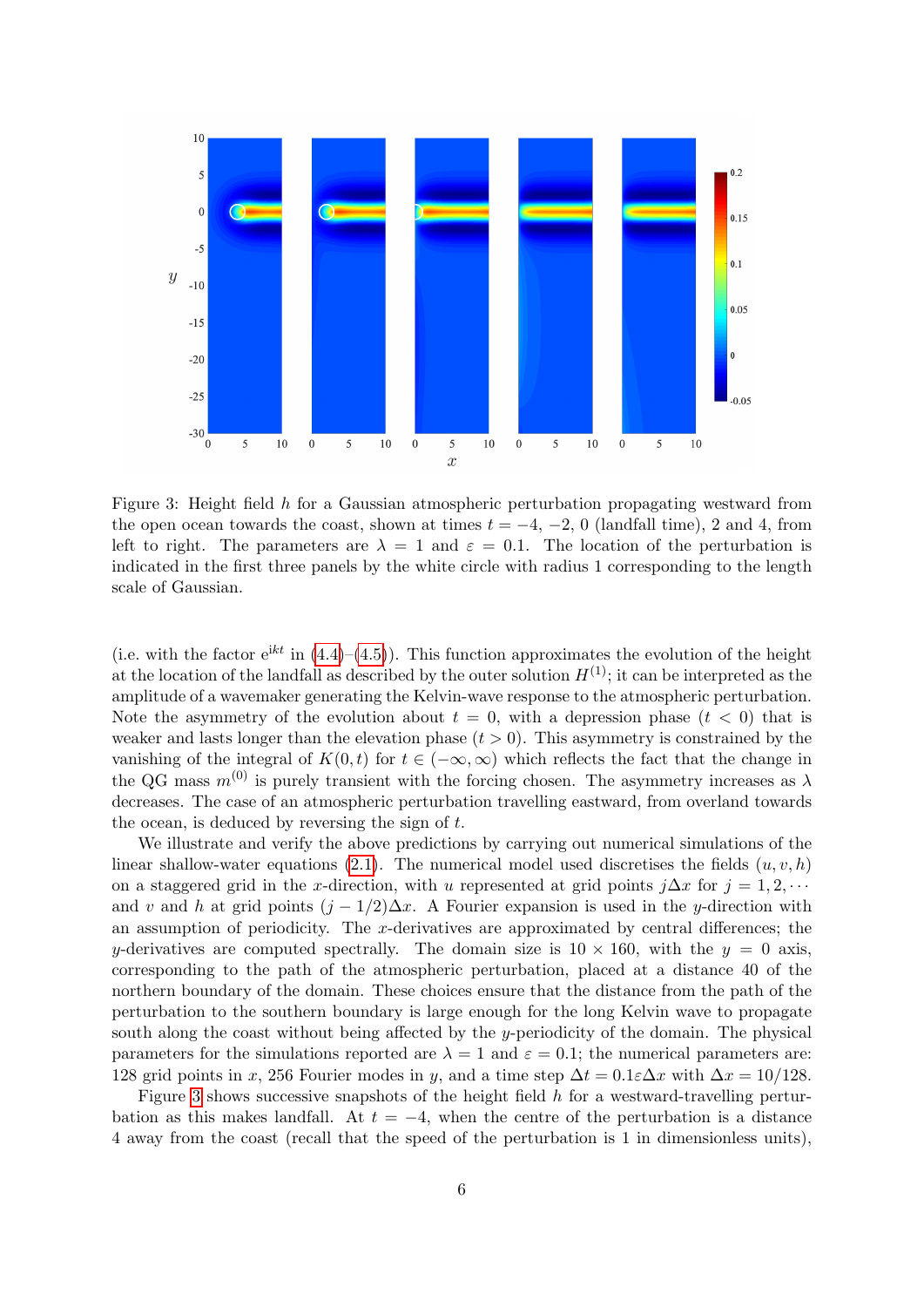Figure 3: Height field $h$ for a Gaussian atmospheric perturbation propagating westward from the open ocean towards the coast, shown at times $t = -4, -2, 0$ (landfall time), 2 and 4, from left to right. The parameters are $\lambda = 1$ and $\varepsilon = 0.1$. The location of the perturbation is indicated in the first three panels by the white circle with radius 1 corresponding to the length scale of Gaussian.

(i.e. with the factor $e^{ikt}$ in (4.4)–(4.5)). This function approximates the evolution of the height at the location of the landfall as described by the outer solution $H^{(1)}$; it can be interpreted as the amplitude of a wavemaker generating the Kelvin-wave response to the atmospheric perturbation. Note the asymmetry of the evolution about $t = 0$, with a depression phase ($t < 0$) that is weaker and lasts longer than the elevation phase ($t > 0$). This asymmetry is constrained by the vanishing of the integral of $K(0, t)$ for $t \in (-\infty, \infty)$ which reflects the fact that the change in the QG mass $m^{(0)}$ is purely transient with the forcing chosen. The asymmetry increases as $\lambda$ decreases. The case of an atmospheric perturbation travelling eastward, from overland towards the ocean, is deduced by reversing the sign of $t$.

We illustrate and verify the above predictions by carrying out numerical simulations of the linear shallow-water equations (2.1). The numerical model used discretises the fields $(u, v, h)$ on a staggered grid in the $x$-direction, with $u$ represented at grid points $j\Delta x$ for $j = 1, 2, \cdots$ and $v$ and $h$ at grid points $(j - 1/2)\Delta x$. A Fourier expansion is used in the $y$-direction with an assumption of periodicity. The $x$-derivatives are approximated by central differences; the $y$-derivatives are computed spectrally. The domain size is $10 \times 160$, with the $y = 0$ axis, corresponding to the path of the atmospheric perturbation, placed at a distance 40 of the northern boundary of the domain. These choices ensure that the distance from the path of the perturbation to the southern boundary is large enough for the long Kelvin wave to propagate south along the coast without being affected by the $y$-periodicity of the domain. The physical parameters for the simulations reported are $\lambda = 1$ and $\varepsilon = 0.1$; the numerical parameters are: 128 grid points in $x$, 256 Fourier modes in $y$, and a time step $\Delta t = 0.1\varepsilon\Delta x$ with $\Delta x = 10/128$.

Figure 3 shows successive snapshots of the height field $h$ for a westward-travelling perturbation as this makes landfall. At $t = -4$, when the centre of the perturbation is a distance 4 away from the coast (recall that the speed of the perturbation is 1 in dimensionless units),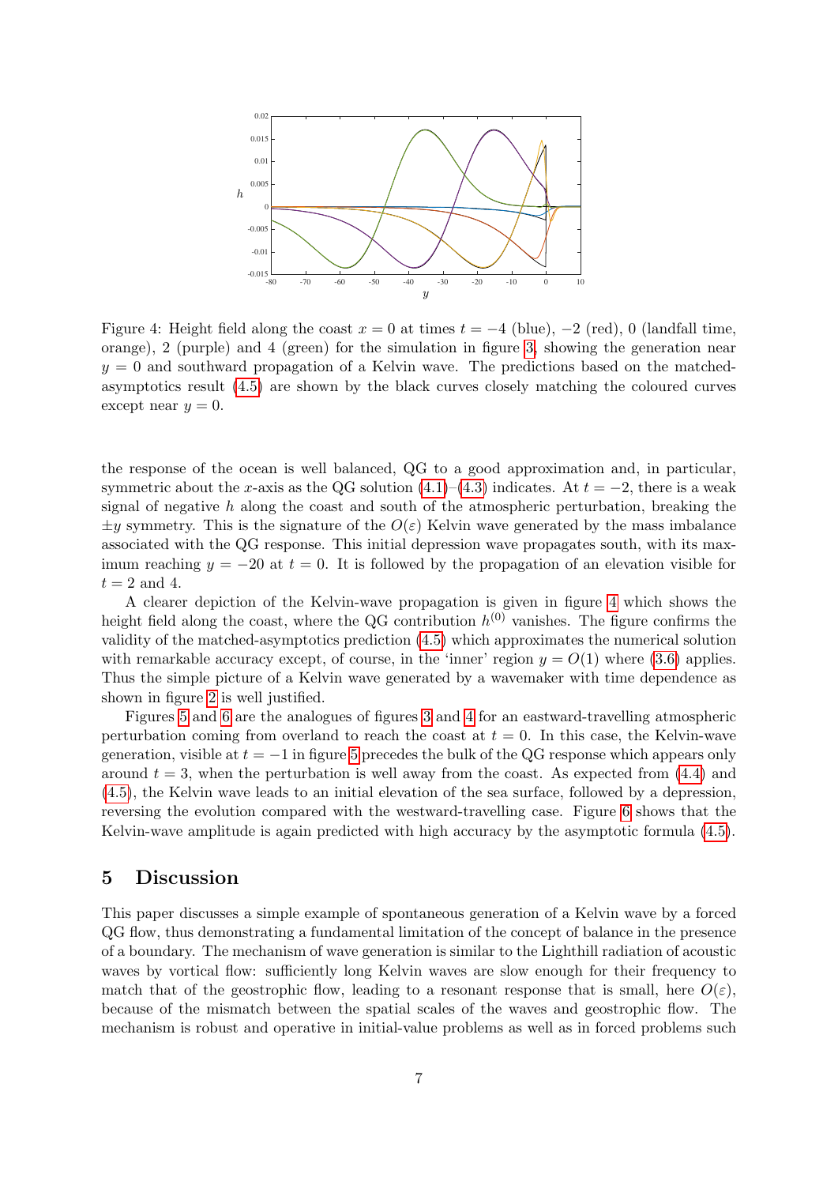Figure 4: Height field along the coast $x = 0$ at times $t = -4$ (blue), $-2$ (red), 0 (landfall time, orange), 2 (purple) and 4 (green) for the simulation in figure 3, showing the generation near $y = 0$ and southward propagation of a Kelvin wave. The predictions based on the matched-asymptotics result (4.5) are shown by the black curves closely matching the coloured curves except near $y = 0$.

the response of the ocean is well balanced, QG to a good approximation and, in particular, symmetric about the $x$-axis as the QG solution (4.1)–(4.3) indicates. At $t = -2$, there is a weak signal of negative $h$ along the coast and south of the atmospheric perturbation, breaking the $\pm y$ symmetry. This is the signature of the $O(\varepsilon)$ Kelvin wave generated by the mass imbalance associated with the QG response. This initial depression wave propagates south, with its maximum reaching $y = -20$ at $t = 0$. It is followed by the propagation of an elevation visible for $t = 2$ and 4.

A clearer depiction of the Kelvin-wave propagation is given in figure 4 which shows the height field along the coast, where the QG contribution $h^{(0)}$ vanishes. The figure confirms the validity of the matched-asymptotics prediction (4.5) which approximates the numerical solution with remarkable accuracy except, of course, in the 'inner' region $y = O(1)$ where (3.6) applies. Thus the simple picture of a Kelvin wave generated by a wavemaker with time dependence as shown in figure 2 is well justified.

Figures 5 and 6 are the analogues of figures 3 and 4 for an eastward-travelling atmospheric perturbation coming from overland to reach the coast at $t = 0$. In this case, the Kelvin-wave generation, visible at $t = -1$ in figure 5 precedes the bulk of the QG response which appears only around $t = 3$, when the perturbation is well away from the coast. As expected from (4.4) and (4.5), the Kelvin wave leads to an initial elevation of the sea surface, followed by a depression, reversing the evolution compared with the westward-travelling case. Figure 6 shows that the Kelvin-wave amplitude is again predicted with high accuracy by the asymptotic formula (4.5).

## 5 Discussion

This paper discusses a simple example of spontaneous generation of a Kelvin wave by a forced QG flow, thus demonstrating a fundamental limitation of the concept of balance in the presence of a boundary. The mechanism of wave generation is similar to the Lighthill radiation of acoustic waves by vortical flow: sufficiently long Kelvin waves are slow enough for their frequency to match that of the geostrophic flow, leading to a resonant response that is small, here $O(\varepsilon)$, because of the mismatch between the spatial scales of the waves and geostrophic flow. The mechanism is robust and operative in initial-value problems as well as in forced problems such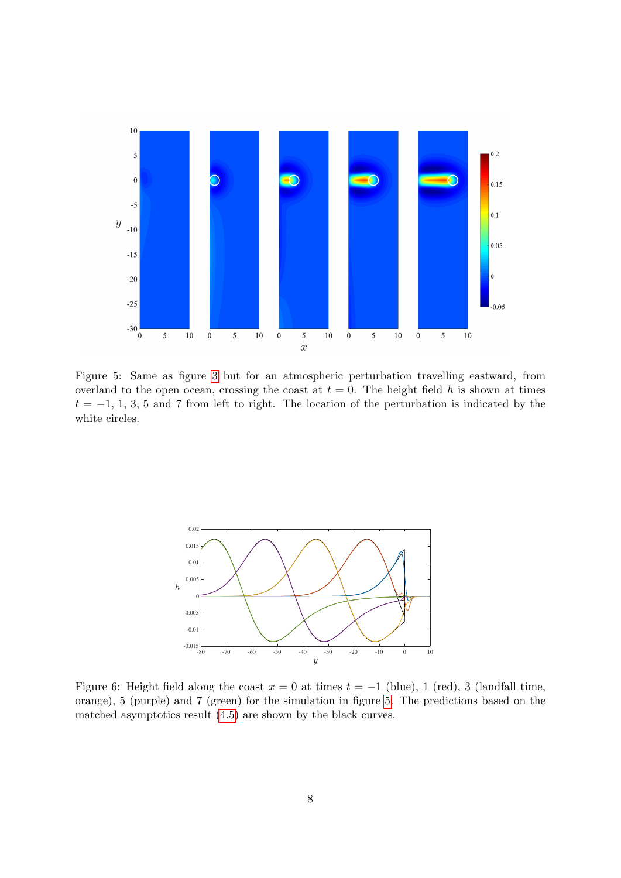Figure 5: Same as figure 3 but for an atmospheric perturbation travelling eastward, from overland to the open ocean, crossing the coast at $t = 0$. The height field $h$ is shown at times $t = -1$, 1, 3, 5 and 7 from left to right. The location of the perturbation is indicated by the white circles.

Figure 6: Height field along the coast $x = 0$ at times $t = -1$ (blue), 1 (red), 3 (landfall time, orange), 5 (purple) and 7 (green) for the simulation in figure 5. The predictions based on the matched asymptotics result (4.5) are shown by the black curves.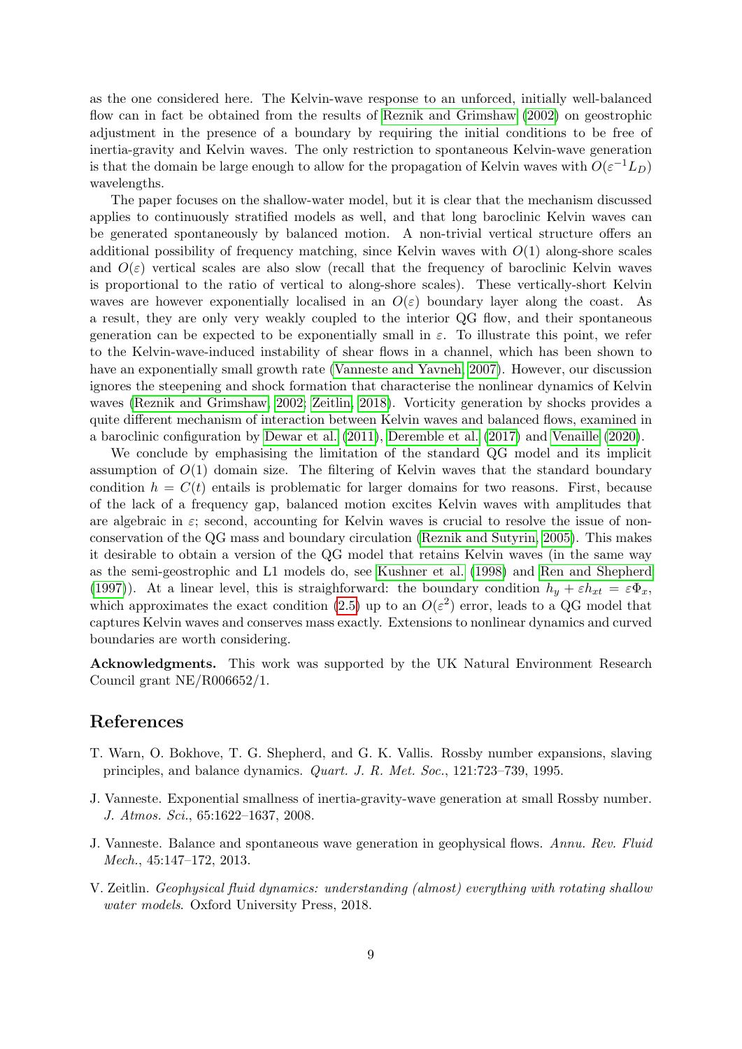as the one considered here. The Kelvin-wave response to an unforced, initially well-balanced flow can in fact be obtained from the results of Reznik and Grimshaw (2002) on geostrophic adjustment in the presence of a boundary by requiring the initial conditions to be free of inertia-gravity and Kelvin waves. The only restriction to spontaneous Kelvin-wave generation is that the domain be large enough to allow for the propagation of Kelvin waves with $O(\varepsilon^{-1}L_D)$ wavelengths.

The paper focuses on the shallow-water model, but it is clear that the mechanism discussed applies to continuously stratified models as well, and that long baroclinic Kelvin waves can be generated spontaneously by balanced motion. A non-trivial vertical structure offers an additional possibility of frequency matching, since Kelvin waves with $O(1)$ along-shore scales and $O(\varepsilon)$ vertical scales are also slow (recall that the frequency of baroclinic Kelvin waves is proportional to the ratio of vertical to along-shore scales). These vertically-short Kelvin waves are however exponentially localised in an $O(\varepsilon)$ boundary layer along the coast. As a result, they are only very weakly coupled to the interior QG flow, and their spontaneous generation can be expected to be exponentially small in $\varepsilon$. To illustrate this point, we refer to the Kelvin-wave-induced instability of shear flows in a channel, which has been shown to have an exponentially small growth rate (Vanneste and Yavneh, 2007). However, our discussion ignores the steepening and shock formation that characterise the nonlinear dynamics of Kelvin waves (Reznik and Grimshaw, 2002; Zeitlin, 2018). Vorticity generation by shocks provides a quite different mechanism of interaction between Kelvin waves and balanced flows, examined in a baroclinic configuration by Dewar et al. (2011), Deremble et al. (2017) and Venaille (2020).

We conclude by emphasising the limitation of the standard QG model and its implicit assumption of $O(1)$ domain size. The filtering of Kelvin waves that the standard boundary condition $h = C(t)$ entails is problematic for larger domains for two reasons. First, because of the lack of a frequency gap, balanced motion excites Kelvin waves with amplitudes that are algebraic in $\varepsilon$; second, accounting for Kelvin waves is crucial to resolve the issue of non-conservation of the QG mass and boundary circulation (Reznik and Sutyrin, 2005). This makes it desirable to obtain a version of the QG model that retains Kelvin waves (in the same way as the semi-geostrophic and L1 models do, see Kushner et al. (1998) and Ren and Shepherd (1997)). At a linear level, this is straighforward: the boundary condition $h_y + \varepsilon h_{xt} = \varepsilon \Phi_x$, which approximates the exact condition (2.5) up to an $O(\varepsilon^2)$ error, leads to a QG model that captures Kelvin waves and conserves mass exactly. Extensions to nonlinear dynamics and curved boundaries are worth considering.

**Acknowledgments.** This work was supported by the UK Natural Environment Research Council grant NE/R006652/1.

## References

T. Warn, O. Bokhove, T. G. Shepherd, and G. K. Vallis. Rossby number expansions, slaving principles, and balance dynamics. *Quart. J. R. Met. Soc.*, 121:723–739, 1995.

J. Vanneste. Exponential smallness of inertia-gravity-wave generation at small Rossby number. *J. Atmos. Sci.*, 65:1622–1637, 2008.

J. Vanneste. Balance and spontaneous wave generation in geophysical flows. *Annu. Rev. Fluid Mech.*, 45:147–172, 2013.

V. Zeitlin. *Geophysical fluid dynamics: understanding (almost) everything with rotating shallow water models*. Oxford University Press, 2018.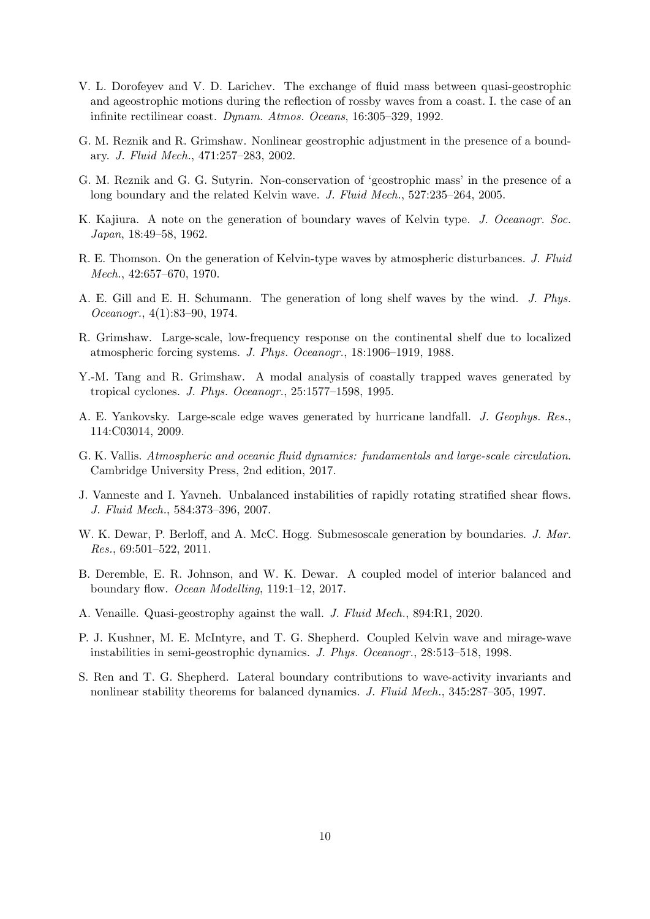V. L. Dorofeyev and V. D. Larichev. The exchange of fluid mass between quasi-geostrophic and ageostrophic motions during the reflection of rossby waves from a coast. I. the case of an infinite rectilinear coast. *Dynam. Atmos. Oceans*, 16:305–329, 1992.

G. M. Reznik and R. Grimshaw. Nonlinear geostrophic adjustment in the presence of a boundary. *J. Fluid Mech.*, 471:257–283, 2002.

G. M. Reznik and G. G. Sutyrin. Non-conservation of 'geostrophic mass' in the presence of a long boundary and the related Kelvin wave. *J. Fluid Mech.*, 527:235–264, 2005.

K. Kajiura. A note on the generation of boundary waves of Kelvin type. *J. Oceanogr. Soc. Japan*, 18:49–58, 1962.

R. E. Thomson. On the generation of Kelvin-type waves by atmospheric disturbances. *J. Fluid Mech.*, 42:657–670, 1970.

A. E. Gill and E. H. Schumann. The generation of long shelf waves by the wind. *J. Phys. Oceanogr.*, 4(1):83–90, 1974.

R. Grimshaw. Large-scale, low-frequency response on the continental shelf due to localized atmospheric forcing systems. *J. Phys. Oceanogr.*, 18:1906–1919, 1988.

Y.-M. Tang and R. Grimshaw. A modal analysis of coastally trapped waves generated by tropical cyclones. *J. Phys. Oceanogr.*, 25:1577–1598, 1995.

A. E. Yankovsky. Large-scale edge waves generated by hurricane landfall. *J. Geophys. Res.*, 114:C03014, 2009.

G. K. Vallis. *Atmospheric and oceanic fluid dynamics: fundamentals and large-scale circulation*. Cambridge University Press, 2nd edition, 2017.

J. Vanneste and I. Yavneh. Unbalanced instabilities of rapidly rotating stratified shear flows. *J. Fluid Mech.*, 584:373–396, 2007.

W. K. Dewar, P. Berloff, and A. McC. Hogg. Submesoscale generation by boundaries. *J. Mar. Res.*, 69:501–522, 2011.

B. Deremble, E. R. Johnson, and W. K. Dewar. A coupled model of interior balanced and boundary flow. *Ocean Modelling*, 119:1–12, 2017.

A. Venaille. Quasi-geostrophy against the wall. *J. Fluid Mech.*, 894:R1, 2020.

P. J. Kushner, M. E. McIntyre, and T. G. Shepherd. Coupled Kelvin wave and mirage-wave instabilities in semi-geostrophic dynamics. *J. Phys. Oceanogr.*, 28:513–518, 1998.

S. Ren and T. G. Shepherd. Lateral boundary contributions to wave-activity invariants and nonlinear stability theorems for balanced dynamics. *J. Fluid Mech.*, 345:287–305, 1997.